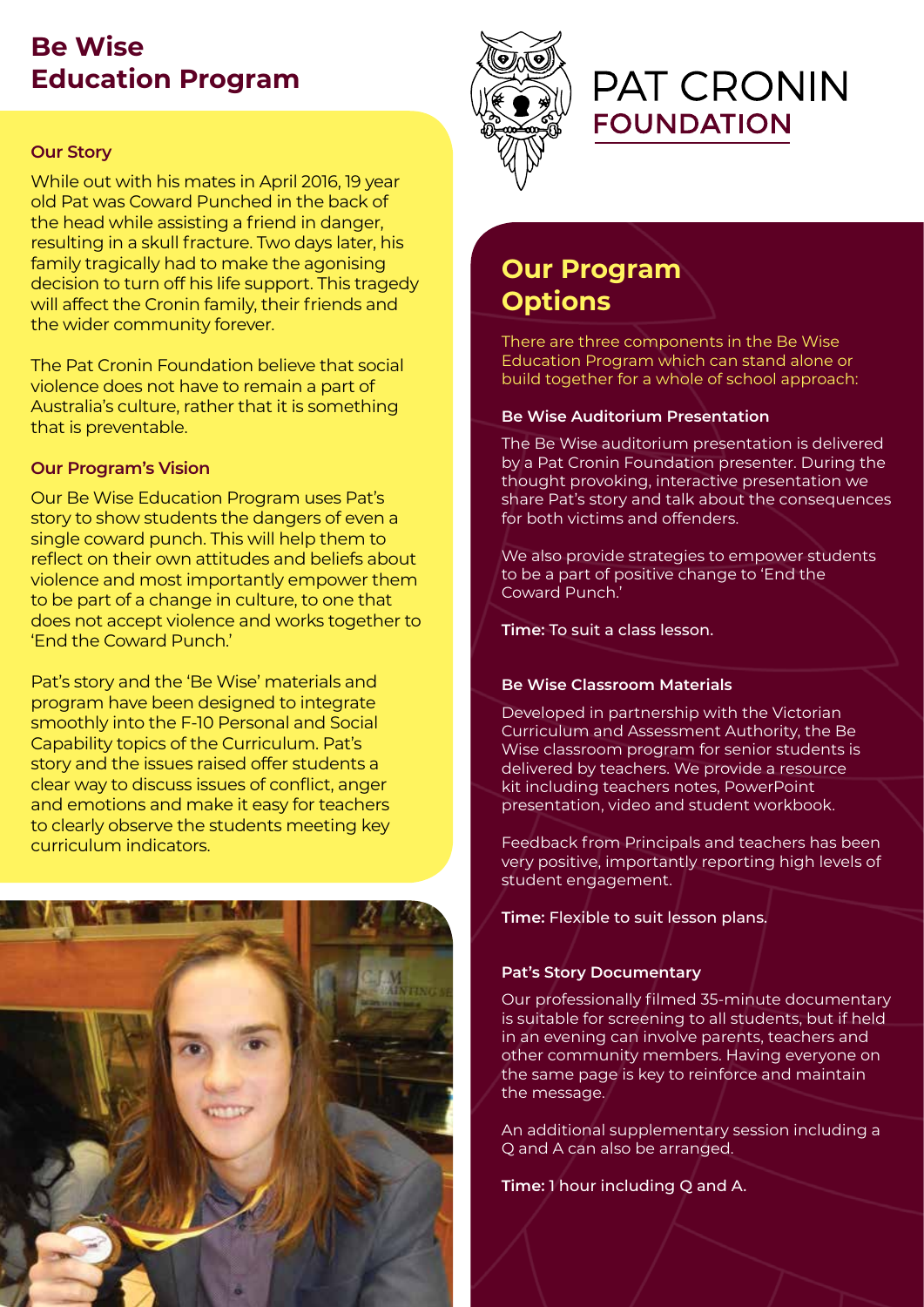# Be Wise Education Program

PAT CRONIN FOUNDATION

### Our Story

While out with his mates in April 2016, 19 year old Pat was Coward Punched in the back of the head while assisting a friend in danger, resulting in a skull fracture. Two days later, his family tragically had to make the agonising decision to turn off his life support. This tragedy will affect the Cronin family, their friends and the wider community forever.

The Pat Cronin Foundation believe that social violence does not have to remain a part of Australia's culture, rather that it is something that is preventable.

### Our Program's Vision

Our Be Wise Education Program uses Pat's story to show students the dangers of even a single coward punch. This will help them to reflect on their own attitudes and beliefs about violence and most importantly empower them to be part of a change in culture, to one that does not accept violence and works together to 'End the Coward Punch.'

Pat's story and the 'Be Wise' materials and program have been designed to integrate smoothly into the F-10 Personal and Social Capability topics of the Curriculum. Pat's story and the issues raised offer students a clear way to discuss issues of conflict, anger and emotions and make it easy for teachers to clearly observe the students meeting key curriculum indicators.

## Our Program Options

There are three components in the Be Wise Education Program which can stand alone or build together for a whole of school approach:

### Be Wise Auditorium Presentation

The Be Wise auditorium presentation is delivered by a Pat Cronin Foundation presenter. During the thought provoking, interactive presentation we share Pat's story and talk about the consequences for both victims and offenders.

We also provide strategies to empower students to be a part of positive change to 'End the Coward Punch.'

**Time:** To suit a class lesson.

### Be Wise Classroom Materials

Developed in partnership with the Victorian Curriculum and Assessment Authority, the Be Wise classroom program for senior students is delivered by teachers. We provide a resource kit including teachers notes, PowerPoint presentation, video and student workbook.

Feedback from Principals and teachers has been very positive, importantly reporting high levels of student engagement.

**Time:** Flexible to suit lesson plans.

### Pat's Story Documentary

Our professionally filmed 35-minute documentary is suitable for screening to all students, but if held in an evening can involve parents, teachers and other community members. Having everyone on the same page is key to reinforce and maintain the message.

An additional supplementary session including a Q and A can also be arranged.

**Time:** 1 hour including Q and A.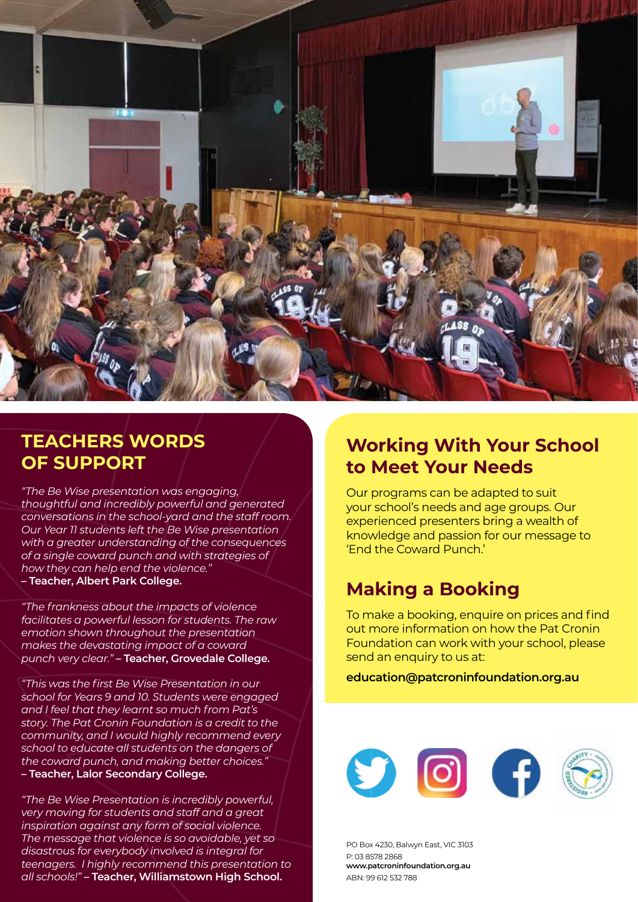## TEACHERS WORDS OF SUPPORT

*"The Be Wise presentation was engaging, thoughtful and incredibly powerful and generated conversations in the school-yard and the staff room. Our Year 11 students left the Be Wise presentation with a greater understanding of the consequences of a single coward punch and with strategies of how they can help end the violence."*
**– Teacher, Albert Park College.**

*"The frankness about the impacts of violence facilitates a powerful lesson for students. The raw emotion shown throughout the presentation makes the devastating impact of a coward punch very clear."* **– Teacher, Grovedale College.**

*"This was the first Be Wise Presentation in our school for Years 9 and 10. Students were engaged and I feel that they learnt so much from Pat's story. The Pat Cronin Foundation is a credit to the community, and I would highly recommend every school to educate all students on the dangers of the coward punch, and making better choices."*
**– Teacher, Lalor Secondary College.**

*"The Be Wise Presentation is incredibly powerful, very moving for students and staff and a great inspiration against any form of social violence. The message that violence is so avoidable, yet so disastrous for everybody involved is integral for teenagers. I highly recommend this presentation to all schools!"* **– Teacher, Williamstown High School.**

## Working With Your School to Meet Your Needs

Our programs can be adapted to suit your school's needs and age groups. Our experienced presenters bring a wealth of knowledge and passion for our message to 'End the Coward Punch.'

## Making a Booking

To make a booking, enquire on prices and find out more information on how the Pat Cronin Foundation can work with your school, please send an enquiry to us at:

**education@patcroninfoundation.org.au**

PO Box 4230, Balwyn East, VIC 3103
P: 03 8578 2868
**www.patcroninfoundation.org.au**
ABN: 99 612 532 788